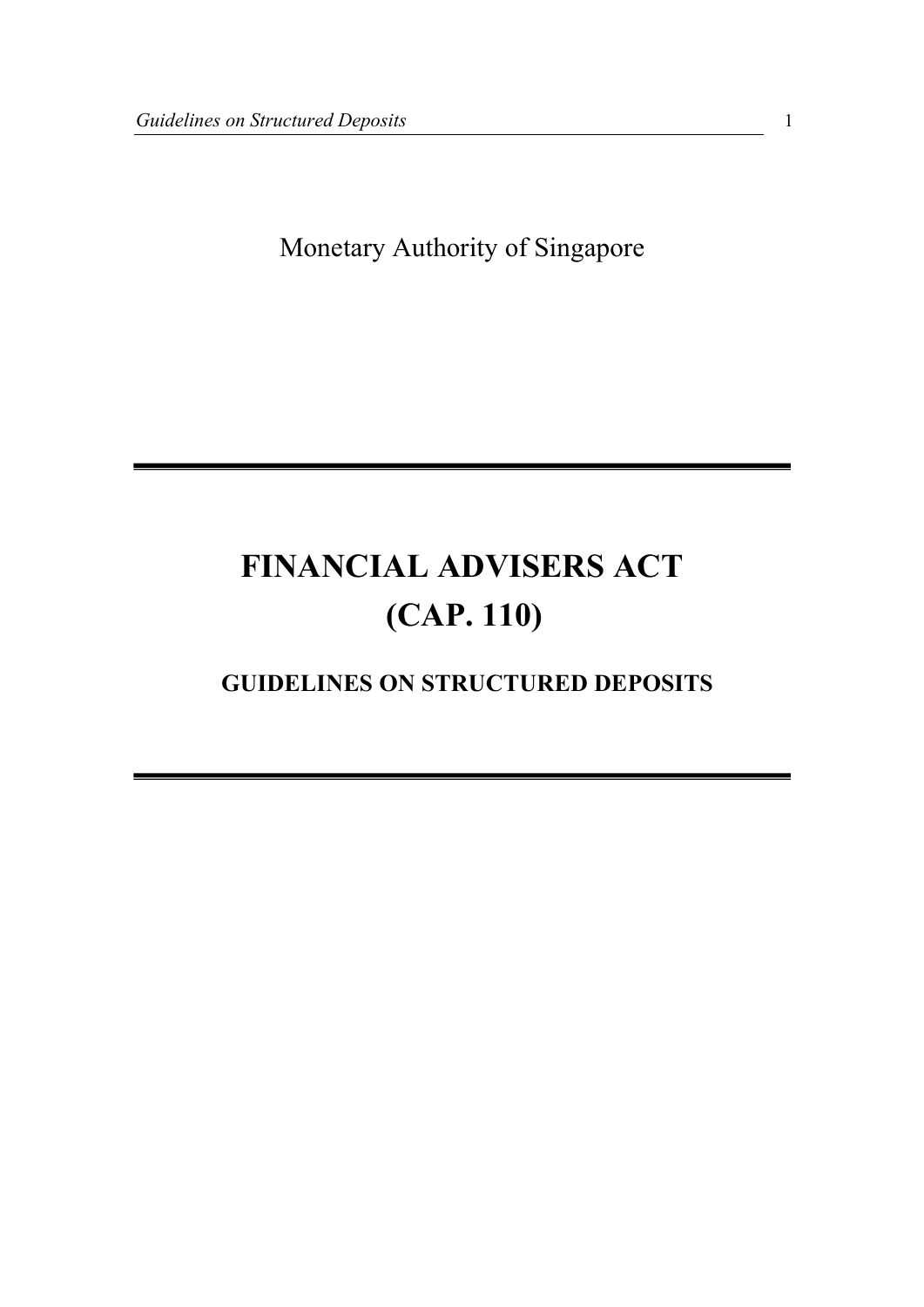Monetary Authority of Singapore

# FINANCIAL ADVISERS ACT (CAP. 110)

## GUIDELINES ON STRUCTURED DEPOSITS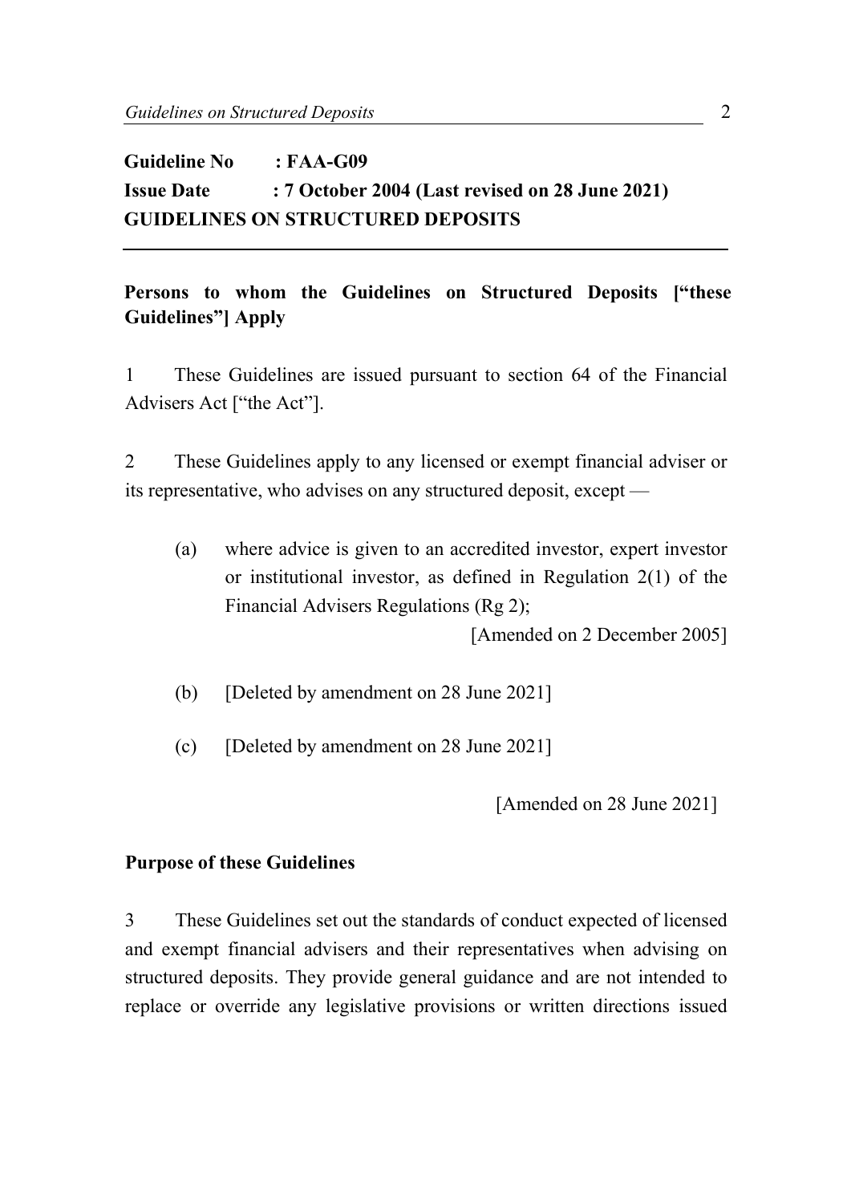**Guideline No : FAA-G09**
**Issue Date : 7 October 2004 (Last revised on 28 June 2021)**
**GUIDELINES ON STRUCTURED DEPOSITS**

---

## Persons to whom the Guidelines on Structured Deposits ["these Guidelines"] Apply

1 These Guidelines are issued pursuant to section 64 of the Financial Advisers Act ["the Act"].

2 These Guidelines apply to any licensed or exempt financial adviser or its representative, who advises on any structured deposit, except —

(a) where advice is given to an accredited investor, expert investor or institutional investor, as defined in Regulation 2(1) of the Financial Advisers Regulations (Rg 2);

[Amended on 2 December 2005]

(b) [Deleted by amendment on 28 June 2021]

(c) [Deleted by amendment on 28 June 2021]

[Amended on 28 June 2021]

## Purpose of these Guidelines

3 These Guidelines set out the standards of conduct expected of licensed and exempt financial advisers and their representatives when advising on structured deposits. They provide general guidance and are not intended to replace or override any legislative provisions or written directions issued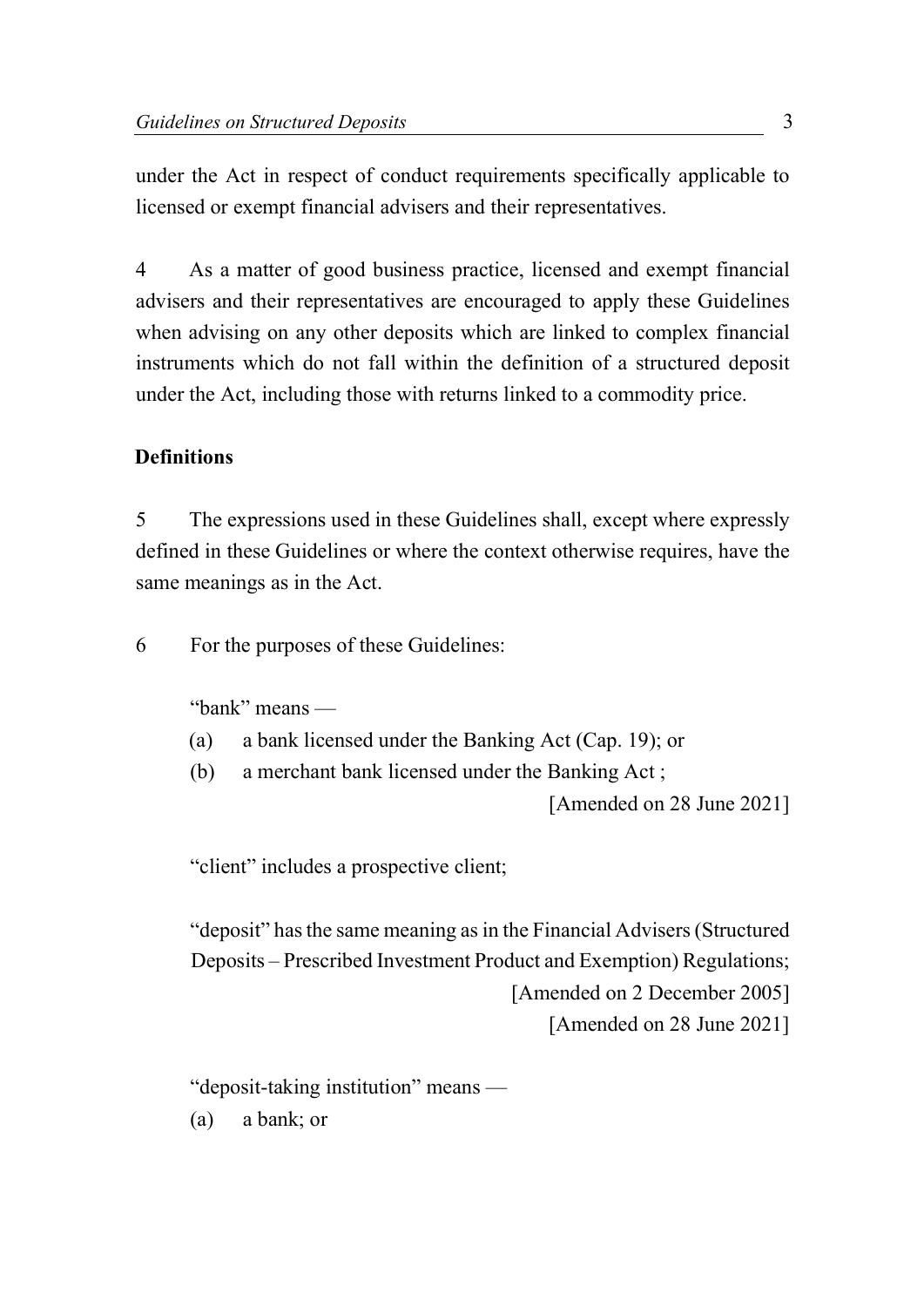under the Act in respect of conduct requirements specifically applicable to licensed or exempt financial advisers and their representatives.

4 As a matter of good business practice, licensed and exempt financial advisers and their representatives are encouraged to apply these Guidelines when advising on any other deposits which are linked to complex financial instruments which do not fall within the definition of a structured deposit under the Act, including those with returns linked to a commodity price.

**Definitions**

5 The expressions used in these Guidelines shall, except where expressly defined in these Guidelines or where the context otherwise requires, have the same meanings as in the Act.

6 For the purposes of these Guidelines:

"bank" means —

(a) a bank licensed under the Banking Act (Cap. 19); or

(b) a merchant bank licensed under the Banking Act ;

[Amended on 28 June 2021]

"client" includes a prospective client;

"deposit" has the same meaning as in the Financial Advisers (Structured Deposits – Prescribed Investment Product and Exemption) Regulations;

[Amended on 2 December 2005]

[Amended on 28 June 2021]

"deposit-taking institution" means —

(a) a bank; or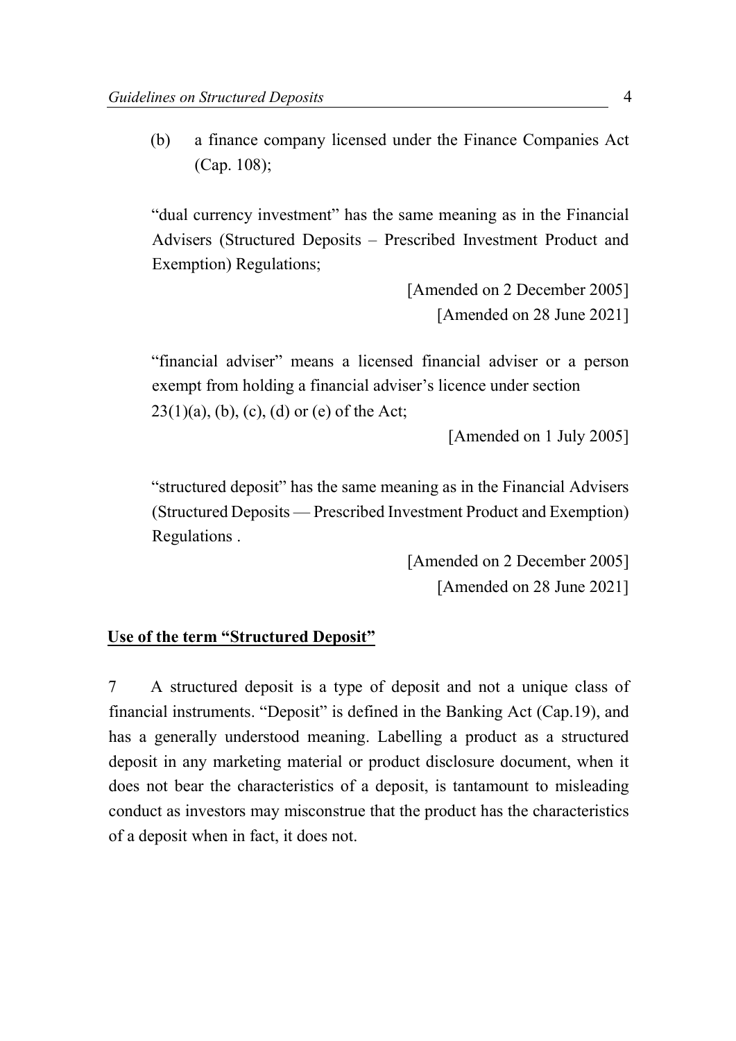(b) a finance company licensed under the Finance Companies Act (Cap. 108);

"dual currency investment" has the same meaning as in the Financial Advisers (Structured Deposits – Prescribed Investment Product and Exemption) Regulations;

[Amended on 2 December 2005]
[Amended on 28 June 2021]

"financial adviser" means a licensed financial adviser or a person exempt from holding a financial adviser's licence under section 23(1)(a), (b), (c), (d) or (e) of the Act;

[Amended on 1 July 2005]

"structured deposit" has the same meaning as in the Financial Advisers (Structured Deposits — Prescribed Investment Product and Exemption) Regulations .

[Amended on 2 December 2005]
[Amended on 28 June 2021]

## **Use of the term "Structured Deposit"**

7 A structured deposit is a type of deposit and not a unique class of financial instruments. "Deposit" is defined in the Banking Act (Cap.19), and has a generally understood meaning. Labelling a product as a structured deposit in any marketing material or product disclosure document, when it does not bear the characteristics of a deposit, is tantamount to misleading conduct as investors may misconstrue that the product has the characteristics of a deposit when in fact, it does not.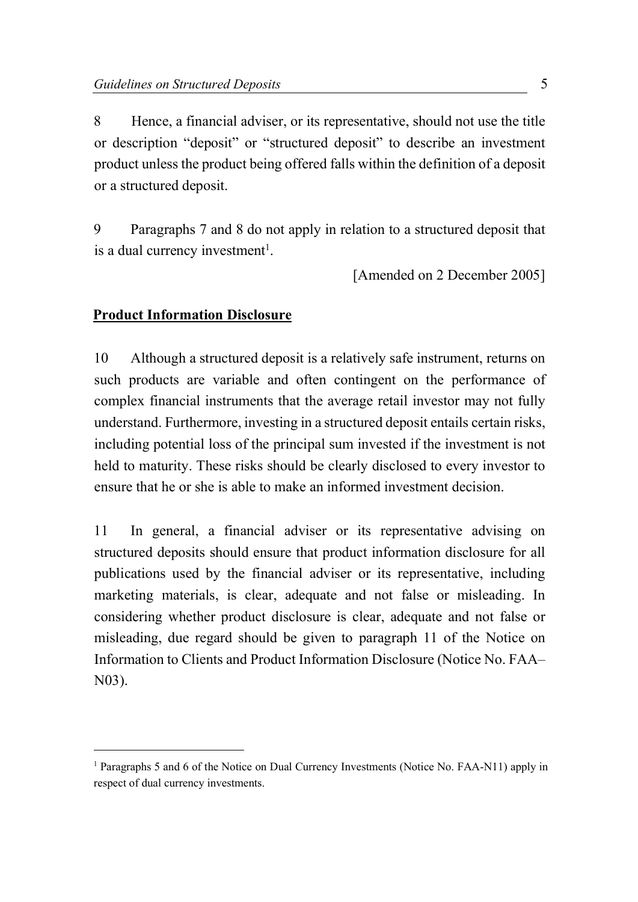8 Hence, a financial adviser, or its representative, should not use the title or description "deposit" or "structured deposit" to describe an investment product unless the product being offered falls within the definition of a deposit or a structured deposit.

9 Paragraphs 7 and 8 do not apply in relation to a structured deposit that is a dual currency investment[1].

[Amended on 2 December 2005]

## Product Information Disclosure

10 Although a structured deposit is a relatively safe instrument, returns on such products are variable and often contingent on the performance of complex financial instruments that the average retail investor may not fully understand. Furthermore, investing in a structured deposit entails certain risks, including potential loss of the principal sum invested if the investment is not held to maturity. These risks should be clearly disclosed to every investor to ensure that he or she is able to make an informed investment decision.

11 In general, a financial adviser or its representative advising on structured deposits should ensure that product information disclosure for all publications used by the financial adviser or its representative, including marketing materials, is clear, adequate and not false or misleading. In considering whether product disclosure is clear, adequate and not false or misleading, due regard should be given to paragraph 11 of the Notice on Information to Clients and Product Information Disclosure (Notice No. FAA–N03).

---

[1] Paragraphs 5 and 6 of the Notice on Dual Currency Investments (Notice No. FAA-N11) apply in respect of dual currency investments.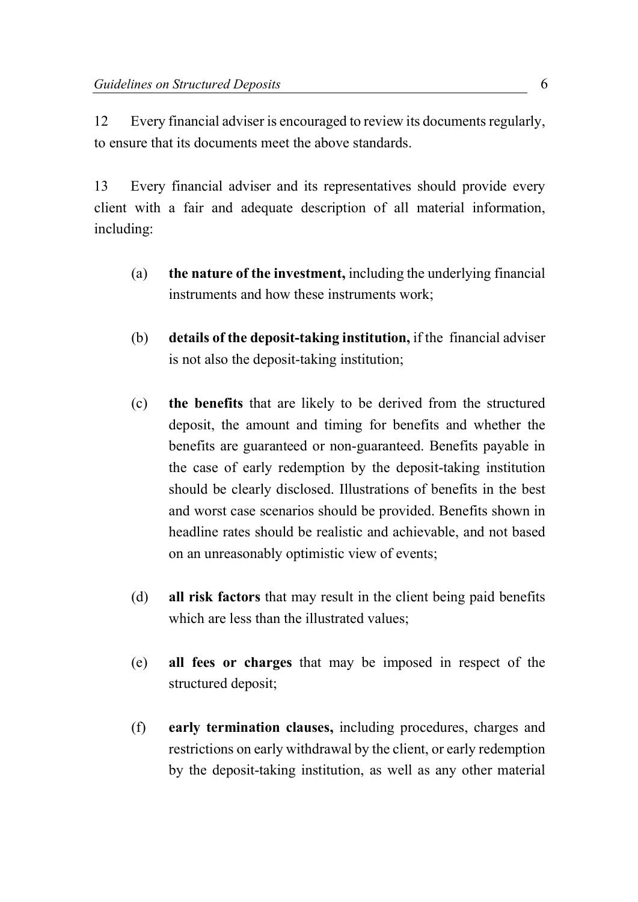12 Every financial adviser is encouraged to review its documents regularly, to ensure that its documents meet the above standards.

13 Every financial adviser and its representatives should provide every client with a fair and adequate description of all material information, including:

(a) **the nature of the investment,** including the underlying financial instruments and how these instruments work;

(b) **details of the deposit-taking institution,** if the financial adviser is not also the deposit-taking institution;

(c) **the benefits** that are likely to be derived from the structured deposit, the amount and timing for benefits and whether the benefits are guaranteed or non-guaranteed. Benefits payable in the case of early redemption by the deposit-taking institution should be clearly disclosed. Illustrations of benefits in the best and worst case scenarios should be provided. Benefits shown in headline rates should be realistic and achievable, and not based on an unreasonably optimistic view of events;

(d) **all risk factors** that may result in the client being paid benefits which are less than the illustrated values;

(e) **all fees or charges** that may be imposed in respect of the structured deposit;

(f) **early termination clauses,** including procedures, charges and restrictions on early withdrawal by the client, or early redemption by the deposit-taking institution, as well as any other material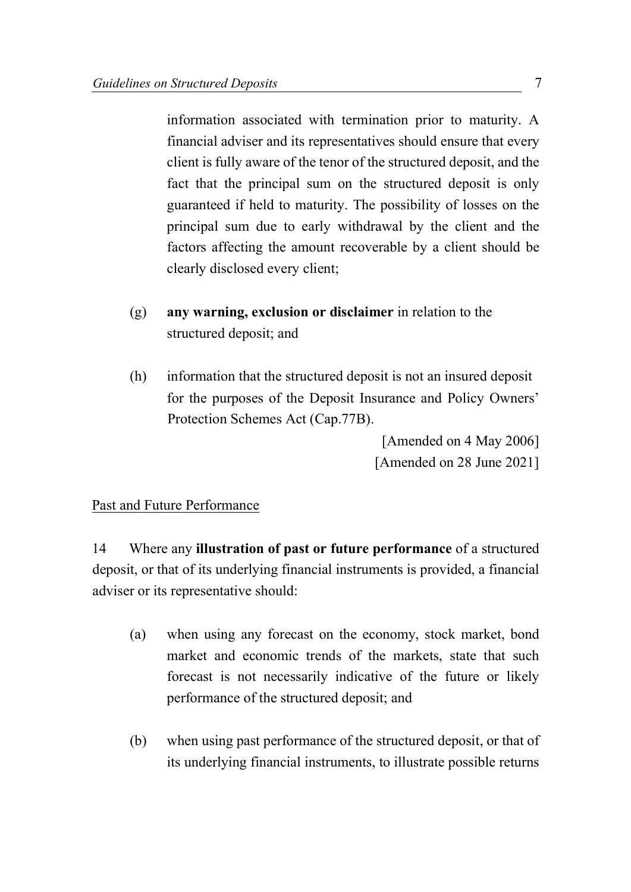information associated with termination prior to maturity. A financial adviser and its representatives should ensure that every client is fully aware of the tenor of the structured deposit, and the fact that the principal sum on the structured deposit is only guaranteed if held to maturity. The possibility of losses on the principal sum due to early withdrawal by the client and the factors affecting the amount recoverable by a client should be clearly disclosed every client;

(g) **any warning, exclusion or disclaimer** in relation to the structured deposit; and

(h) information that the structured deposit is not an insured deposit for the purposes of the Deposit Insurance and Policy Owners' Protection Schemes Act (Cap.77B).

[Amended on 4 May 2006]
[Amended on 28 June 2021]

Past and Future Performance

14 Where any **illustration of past or future performance** of a structured deposit, or that of its underlying financial instruments is provided, a financial adviser or its representative should:

(a) when using any forecast on the economy, stock market, bond market and economic trends of the markets, state that such forecast is not necessarily indicative of the future or likely performance of the structured deposit; and

(b) when using past performance of the structured deposit, or that of its underlying financial instruments, to illustrate possible returns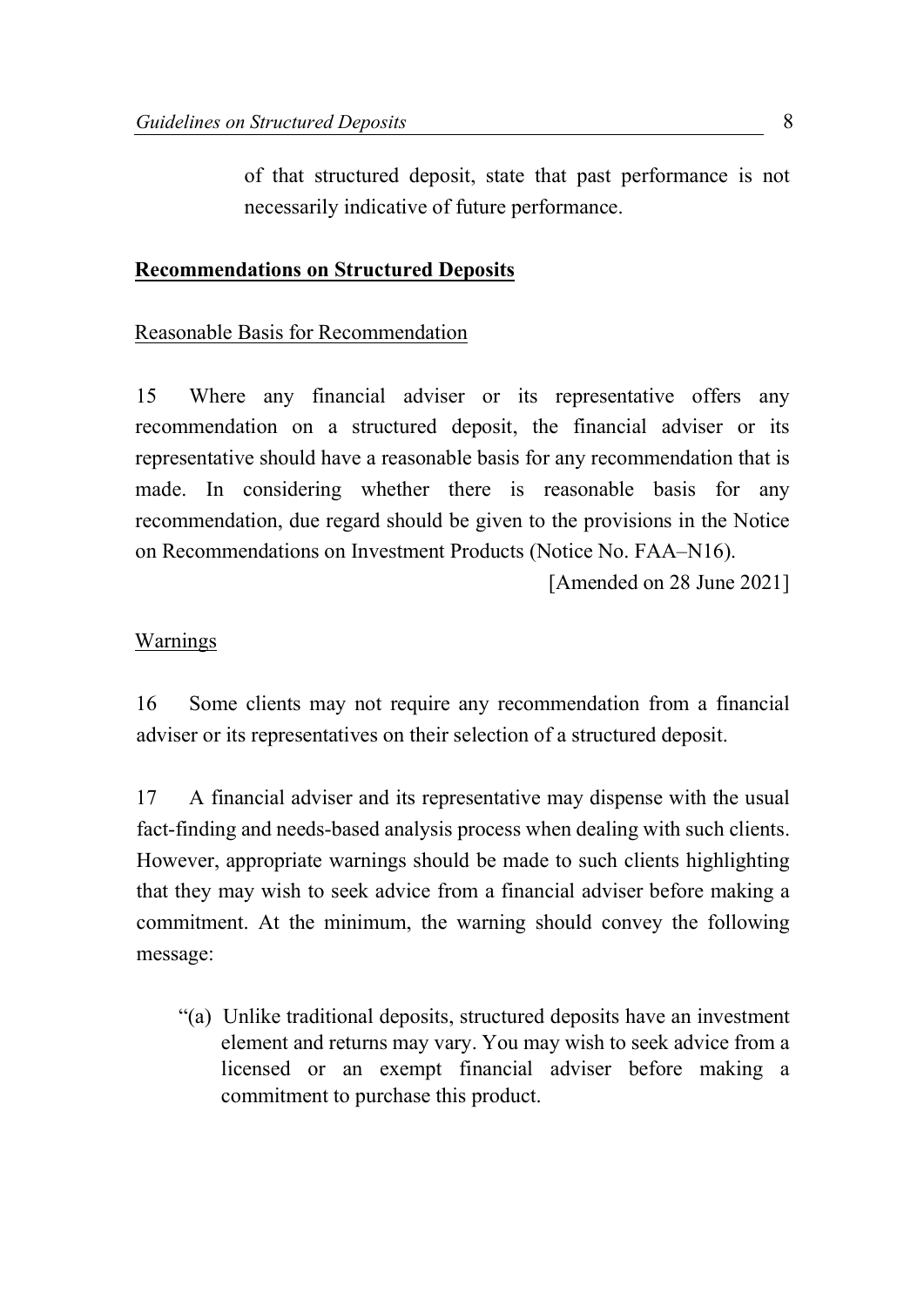of that structured deposit, state that past performance is not necessarily indicative of future performance.

## **Recommendations on Structured Deposits**

### Reasonable Basis for Recommendation

15 Where any financial adviser or its representative offers any recommendation on a structured deposit, the financial adviser or its representative should have a reasonable basis for any recommendation that is made. In considering whether there is reasonable basis for any recommendation, due regard should be given to the provisions in the Notice on Recommendations on Investment Products (Notice No. FAA–N16).

[Amended on 28 June 2021]

### Warnings

16 Some clients may not require any recommendation from a financial adviser or its representatives on their selection of a structured deposit.

17 A financial adviser and its representative may dispense with the usual fact-finding and needs-based analysis process when dealing with such clients. However, appropriate warnings should be made to such clients highlighting that they may wish to seek advice from a financial adviser before making a commitment. At the minimum, the warning should convey the following message:

"(a) Unlike traditional deposits, structured deposits have an investment element and returns may vary. You may wish to seek advice from a licensed or an exempt financial adviser before making a commitment to purchase this product.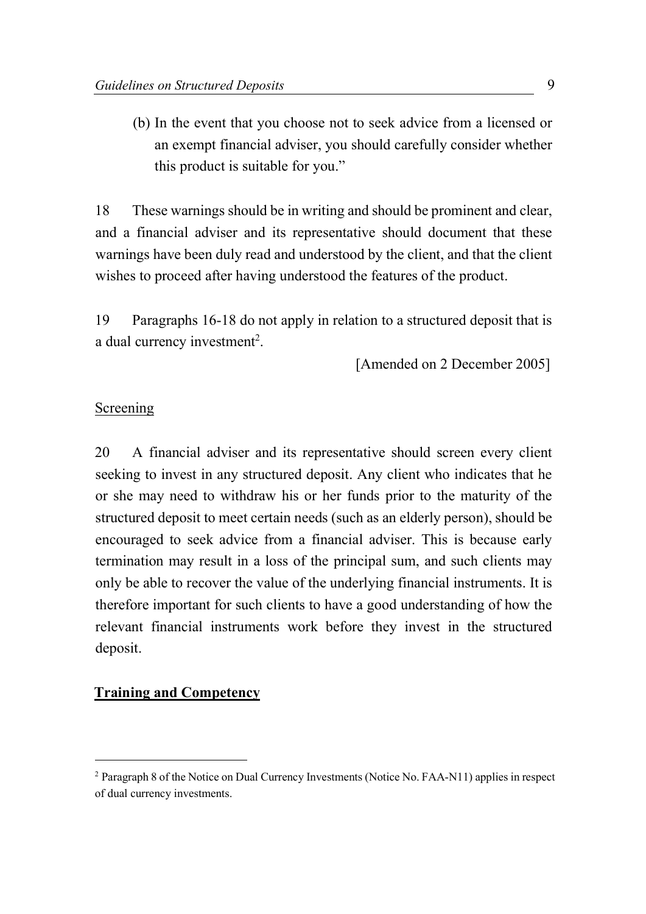(b) In the event that you choose not to seek advice from a licensed or an exempt financial adviser, you should carefully consider whether this product is suitable for you."

18 These warnings should be in writing and should be prominent and clear, and a financial adviser and its representative should document that these warnings have been duly read and understood by the client, and that the client wishes to proceed after having understood the features of the product.

19 Paragraphs 16-18 do not apply in relation to a structured deposit that is a dual currency investment[2].

[Amended on 2 December 2005]

Screening

20 A financial adviser and its representative should screen every client seeking to invest in any structured deposit. Any client who indicates that he or she may need to withdraw his or her funds prior to the maturity of the structured deposit to meet certain needs (such as an elderly person), should be encouraged to seek advice from a financial adviser. This is because early termination may result in a loss of the principal sum, and such clients may only be able to recover the value of the underlying financial instruments. It is therefore important for such clients to have a good understanding of how the relevant financial instruments work before they invest in the structured deposit.

## **Training and Competency**

[2] Paragraph 8 of the Notice on Dual Currency Investments (Notice No. FAA-N11) applies in respect of dual currency investments.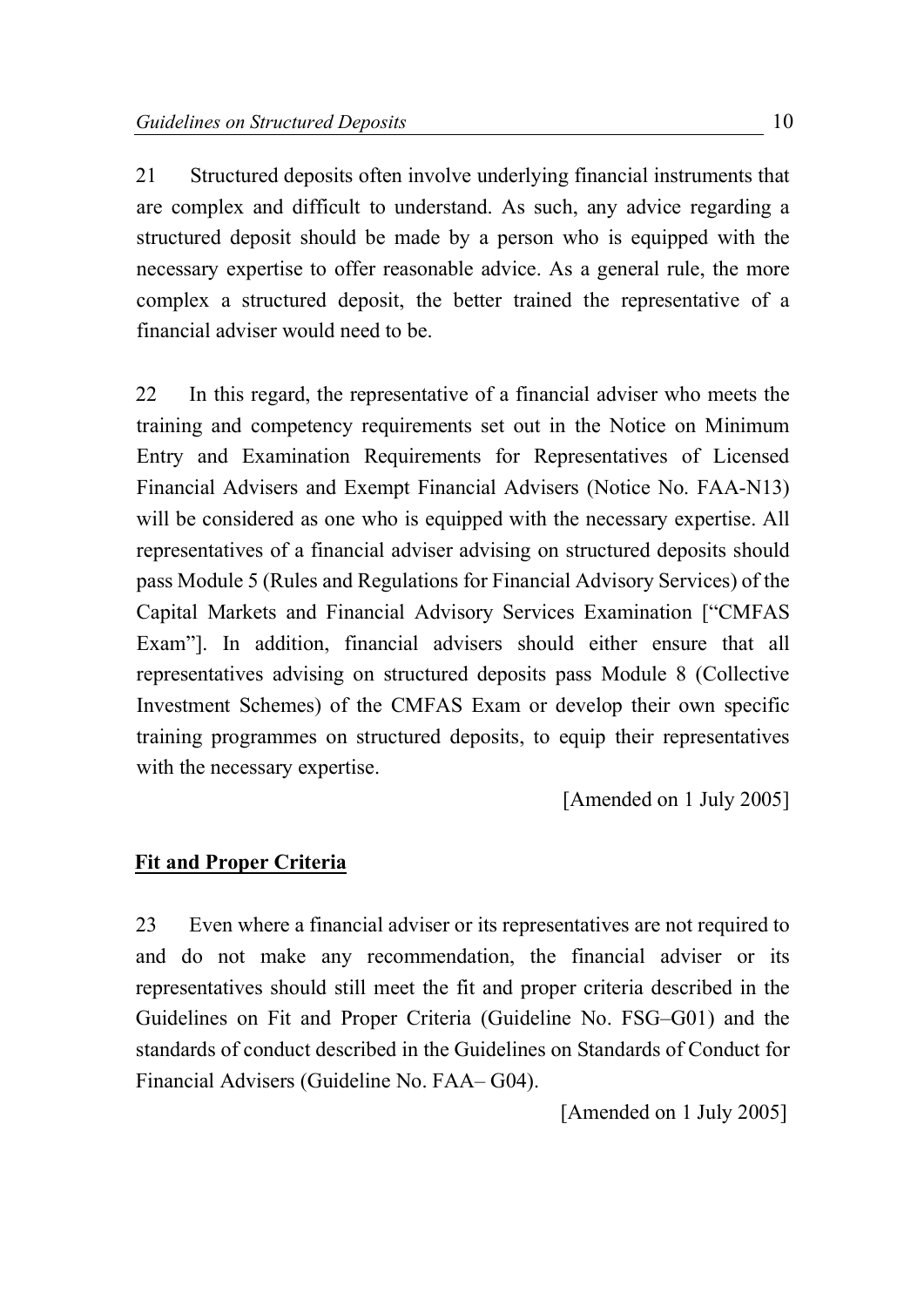21 Structured deposits often involve underlying financial instruments that are complex and difficult to understand. As such, any advice regarding a structured deposit should be made by a person who is equipped with the necessary expertise to offer reasonable advice. As a general rule, the more complex a structured deposit, the better trained the representative of a financial adviser would need to be.

22 In this regard, the representative of a financial adviser who meets the training and competency requirements set out in the Notice on Minimum Entry and Examination Requirements for Representatives of Licensed Financial Advisers and Exempt Financial Advisers (Notice No. FAA-N13) will be considered as one who is equipped with the necessary expertise. All representatives of a financial adviser advising on structured deposits should pass Module 5 (Rules and Regulations for Financial Advisory Services) of the Capital Markets and Financial Advisory Services Examination ["CMFAS Exam"]. In addition, financial advisers should either ensure that all representatives advising on structured deposits pass Module 8 (Collective Investment Schemes) of the CMFAS Exam or develop their own specific training programmes on structured deposits, to equip their representatives with the necessary expertise.

[Amended on 1 July 2005]

**Fit and Proper Criteria**

23 Even where a financial adviser or its representatives are not required to and do not make any recommendation, the financial adviser or its representatives should still meet the fit and proper criteria described in the Guidelines on Fit and Proper Criteria (Guideline No. FSG–G01) and the standards of conduct described in the Guidelines on Standards of Conduct for Financial Advisers (Guideline No. FAA– G04).

[Amended on 1 July 2005]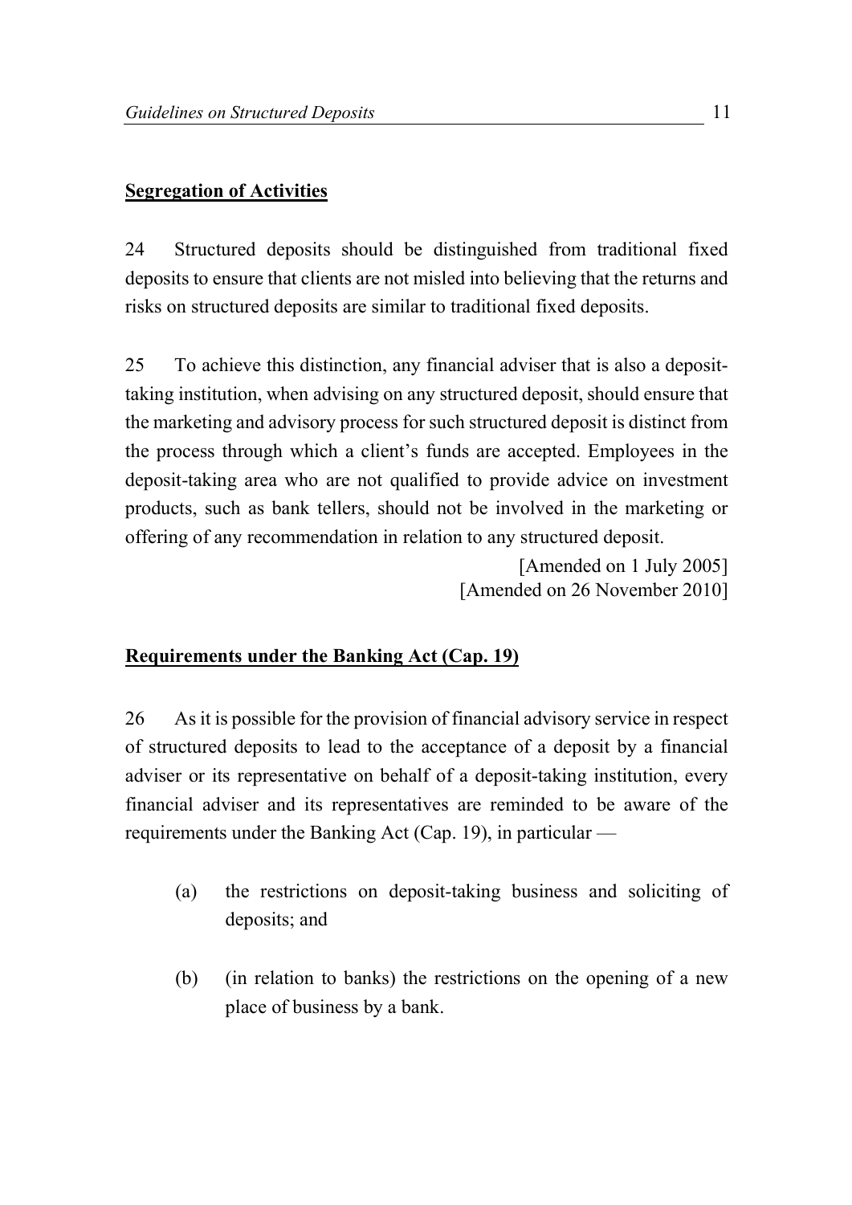## Segregation of Activities

24 Structured deposits should be distinguished from traditional fixed deposits to ensure that clients are not misled into believing that the returns and risks on structured deposits are similar to traditional fixed deposits.

25 To achieve this distinction, any financial adviser that is also a deposit-taking institution, when advising on any structured deposit, should ensure that the marketing and advisory process for such structured deposit is distinct from the process through which a client's funds are accepted. Employees in the deposit-taking area who are not qualified to provide advice on investment products, such as bank tellers, should not be involved in the marketing or offering of any recommendation in relation to any structured deposit.

[Amended on 1 July 2005]
[Amended on 26 November 2010]

## Requirements under the Banking Act (Cap. 19)

26 As it is possible for the provision of financial advisory service in respect of structured deposits to lead to the acceptance of a deposit by a financial adviser or its representative on behalf of a deposit-taking institution, every financial adviser and its representatives are reminded to be aware of the requirements under the Banking Act (Cap. 19), in particular —

(a) the restrictions on deposit-taking business and soliciting of deposits; and

(b) (in relation to banks) the restrictions on the opening of a new place of business by a bank.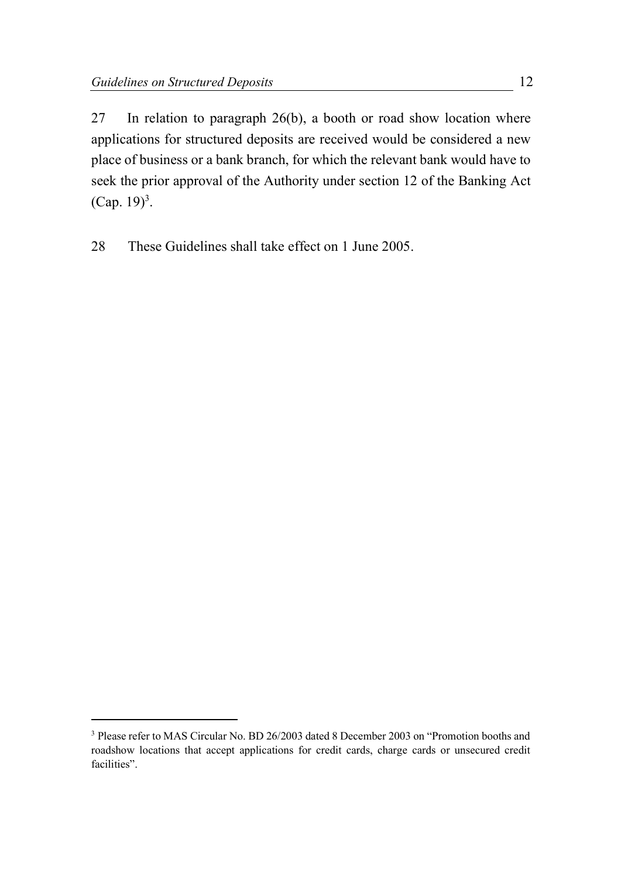27 In relation to paragraph 26(b), a booth or road show location where applications for structured deposits are received would be considered a new place of business or a bank branch, for which the relevant bank would have to seek the prior approval of the Authority under section 12 of the Banking Act (Cap. 19)[3].

28 These Guidelines shall take effect on 1 June 2005.

---

[3] Please refer to MAS Circular No. BD 26/2003 dated 8 December 2003 on "Promotion booths and roadshow locations that accept applications for credit cards, charge cards or unsecured credit facilities".